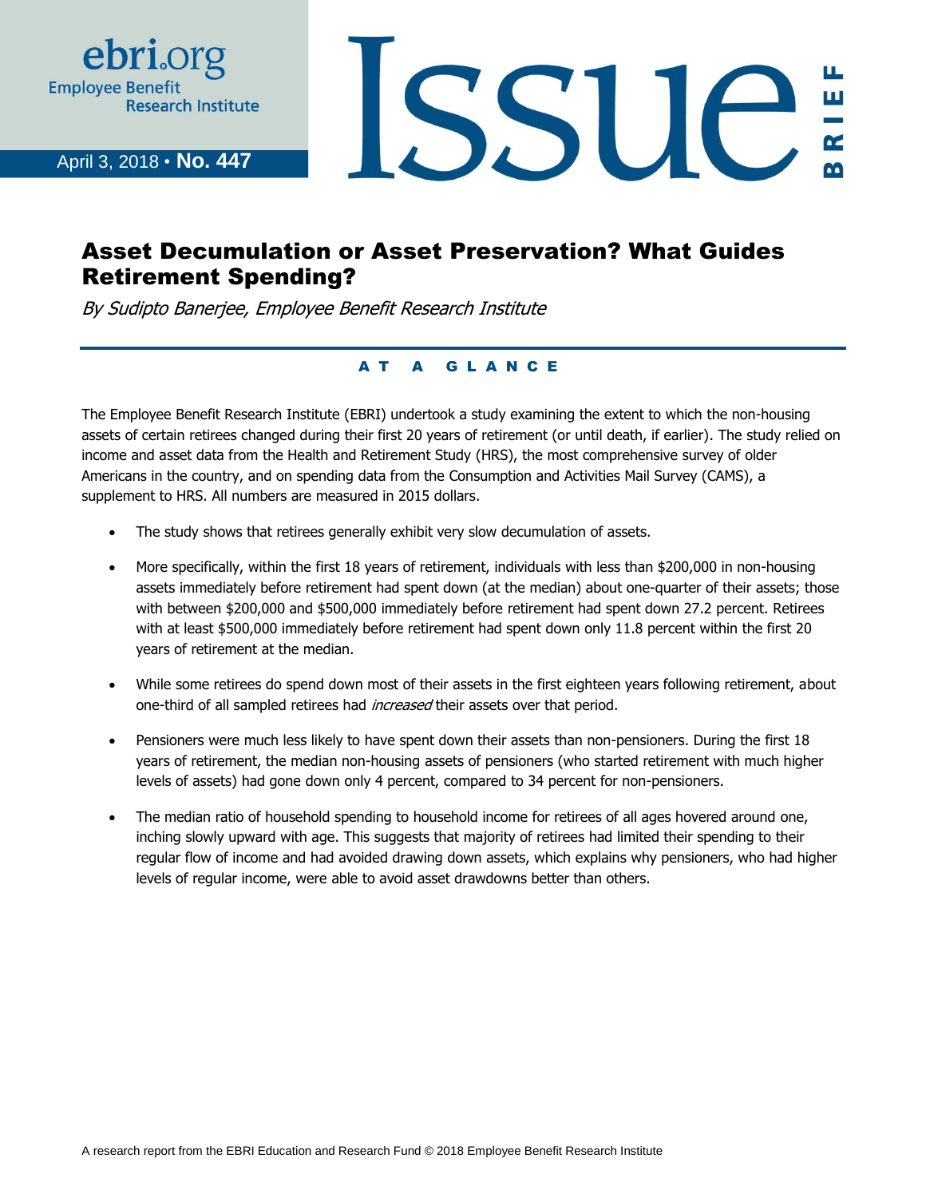ebri.org
Employee Benefit Research Institute

April 3, 2018 • **No. 447**

# Issue Brief

## Asset Decumulation or Asset Preservation? What Guides Retirement Spending?

*By Sudipto Banerjee, Employee Benefit Research Institute*

### AT A GLANCE

The Employee Benefit Research Institute (EBRI) undertook a study examining the extent to which the non-housing assets of certain retirees changed during their first 20 years of retirement (or until death, if earlier). The study relied on income and asset data from the Health and Retirement Study (HRS), the most comprehensive survey of older Americans in the country, and on spending data from the Consumption and Activities Mail Survey (CAMS), a supplement to HRS. All numbers are measured in 2015 dollars.

- The study shows that retirees generally exhibit very slow decumulation of assets.
- More specifically, within the first 18 years of retirement, individuals with less than $200,000 in non-housing assets immediately before retirement had spent down (at the median) about one-quarter of their assets; those with between $200,000 and $500,000 immediately before retirement had spent down 27.2 percent. Retirees with at least $500,000 immediately before retirement had spent down only 11.8 percent within the first 20 years of retirement at the median.
- While some retirees do spend down most of their assets in the first eighteen years following retirement, about one-third of all sampled retirees had *increased* their assets over that period.
- Pensioners were much less likely to have spent down their assets than non-pensioners. During the first 18 years of retirement, the median non-housing assets of pensioners (who started retirement with much higher levels of assets) had gone down only 4 percent, compared to 34 percent for non-pensioners.
- The median ratio of household spending to household income for retirees of all ages hovered around one, inching slowly upward with age. This suggests that majority of retirees had limited their spending to their regular flow of income and had avoided drawing down assets, which explains why pensioners, who had higher levels of regular income, were able to avoid asset drawdowns better than others.

A research report from the EBRI Education and Research Fund © 2018 Employee Benefit Research Institute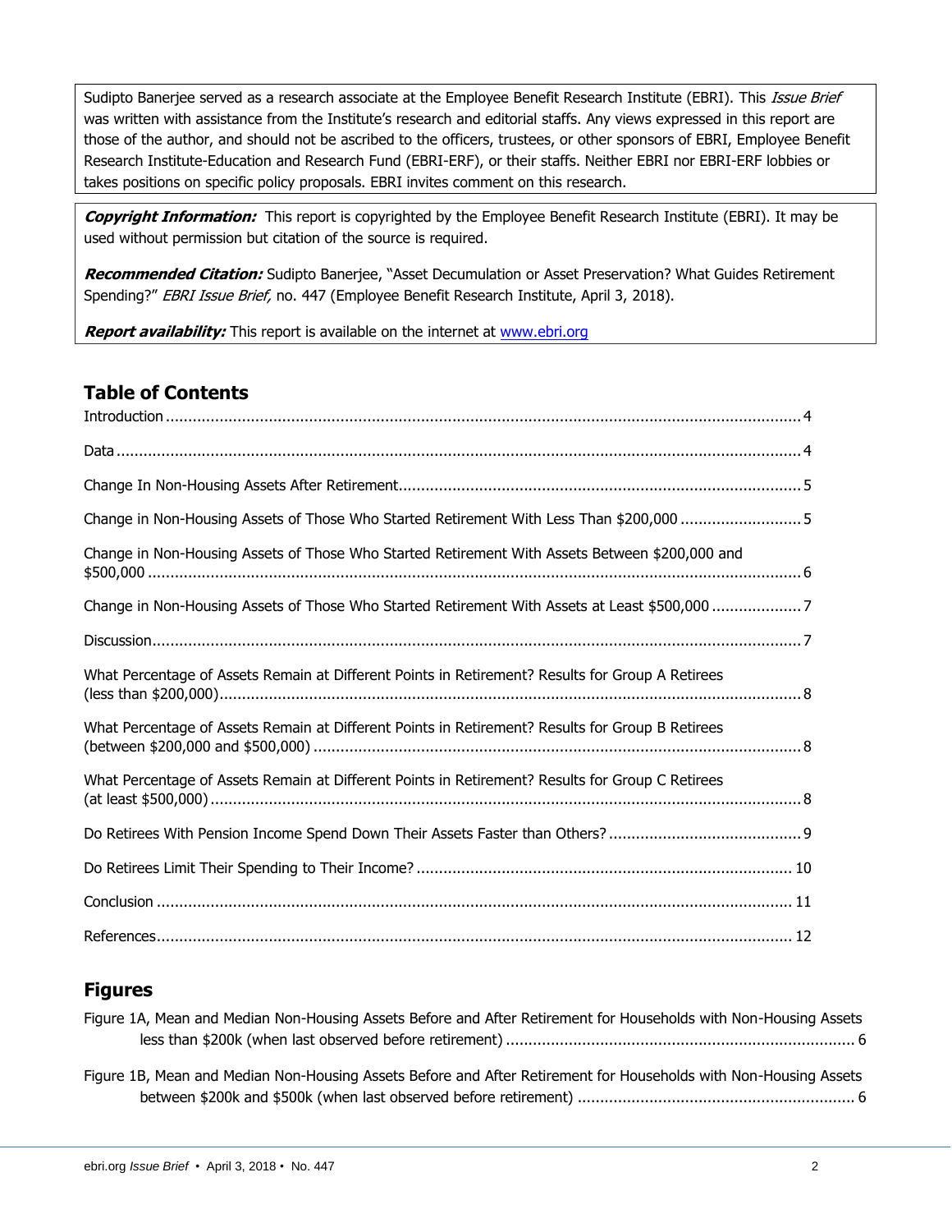Sudipto Banerjee served as a research associate at the Employee Benefit Research Institute (EBRI). This *Issue Brief* was written with assistance from the Institute's research and editorial staffs. Any views expressed in this report are those of the author, and should not be ascribed to the officers, trustees, or other sponsors of EBRI, Employee Benefit Research Institute-Education and Research Fund (EBRI-ERF), or their staffs. Neither EBRI nor EBRI-ERF lobbies or takes positions on specific policy proposals. EBRI invites comment on this research.

***Copyright Information:*** This report is copyrighted by the Employee Benefit Research Institute (EBRI). It may be used without permission but citation of the source is required.

***Recommended Citation:*** Sudipto Banerjee, "Asset Decumulation or Asset Preservation? What Guides Retirement Spending?" *EBRI Issue Brief,* no. 447 (Employee Benefit Research Institute, April 3, 2018).

***Report availability:*** This report is available on the internet at www.ebri.org

## Table of Contents

Introduction ... 4

Data ... 4

Change In Non-Housing Assets After Retirement ... 5

Change in Non-Housing Assets of Those Who Started Retirement With Less Than $200,000 ... 5

Change in Non-Housing Assets of Those Who Started Retirement With Assets Between $200,000 and $500,000 ... 6

Change in Non-Housing Assets of Those Who Started Retirement With Assets at Least $500,000 ... 7

Discussion ... 7

What Percentage of Assets Remain at Different Points in Retirement? Results for Group A Retirees (less than $200,000) ... 8

What Percentage of Assets Remain at Different Points in Retirement? Results for Group B Retirees (between $200,000 and $500,000) ... 8

What Percentage of Assets Remain at Different Points in Retirement? Results for Group C Retirees (at least $500,000) ... 8

Do Retirees With Pension Income Spend Down Their Assets Faster than Others? ... 9

Do Retirees Limit Their Spending to Their Income? ... 10

Conclusion ... 11

References ... 12

## Figures

Figure 1A, Mean and Median Non-Housing Assets Before and After Retirement for Households with Non-Housing Assets less than $200k (when last observed before retirement) ... 6

Figure 1B, Mean and Median Non-Housing Assets Before and After Retirement for Households with Non-Housing Assets between $200k and $500k (when last observed before retirement) ... 6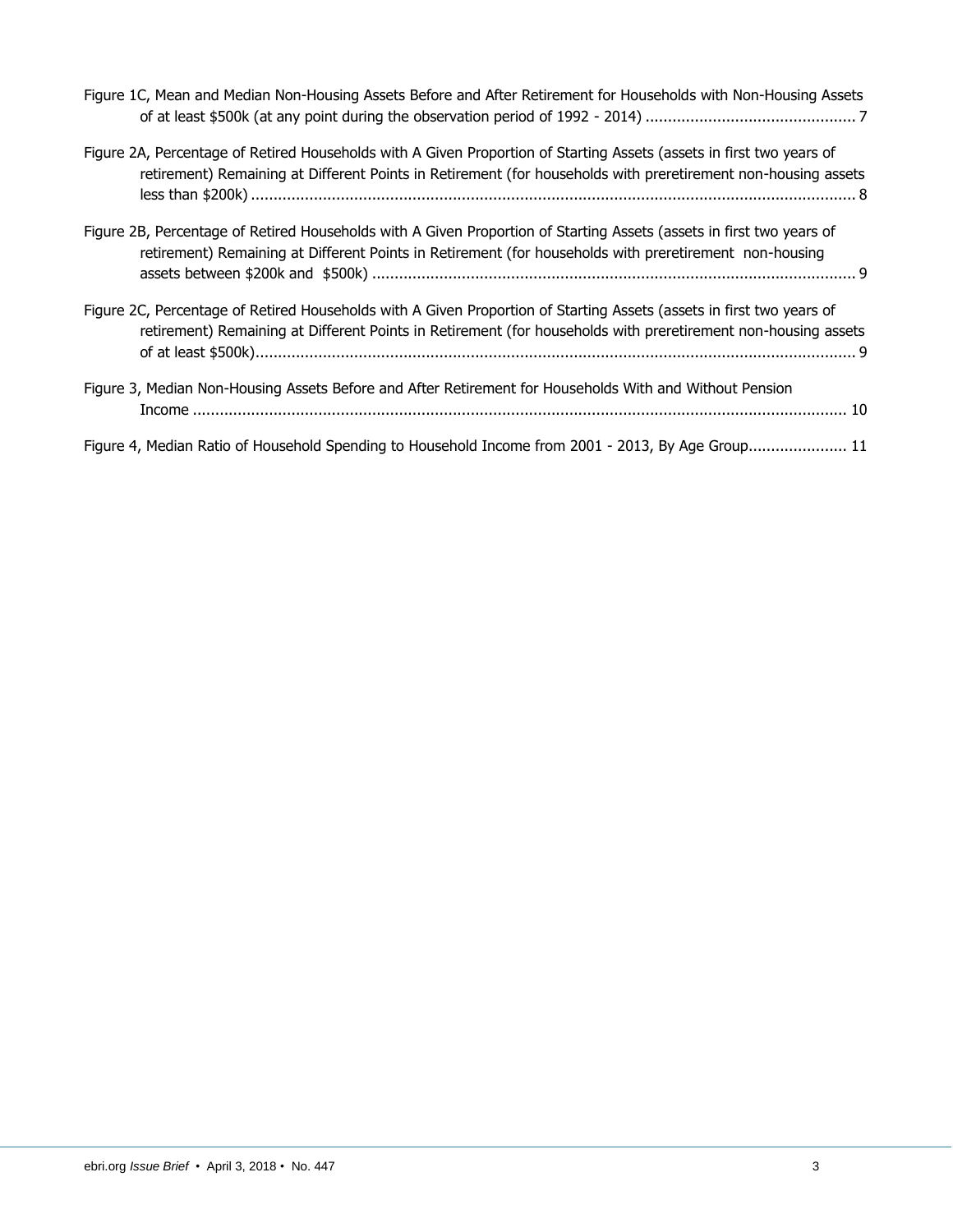Figure 1C, Mean and Median Non-Housing Assets Before and After Retirement for Households with Non-Housing Assets of at least $500k (at any point during the observation period of 1992 - 2014) ............................................... 7

Figure 2A, Percentage of Retired Households with A Given Proportion of Starting Assets (assets in first two years of retirement) Remaining at Different Points in Retirement (for households with preretirement non-housing assets less than $200k) ....................................................................................................................................... 8

Figure 2B, Percentage of Retired Households with A Given Proportion of Starting Assets (assets in first two years of retirement) Remaining at Different Points in Retirement (for households with preretirement non-housing assets between $200k and $500k) ............................................................................................................ 9

Figure 2C, Percentage of Retired Households with A Given Proportion of Starting Assets (assets in first two years of retirement) Remaining at Different Points in Retirement (for households with preretirement non-housing assets of at least $500k)..................................................................................................................................... 9

Figure 3, Median Non-Housing Assets Before and After Retirement for Households With and Without Pension Income ................................................................................................................................................. 10

Figure 4, Median Ratio of Household Spending to Household Income from 2001 - 2013, By Age Group...................... 11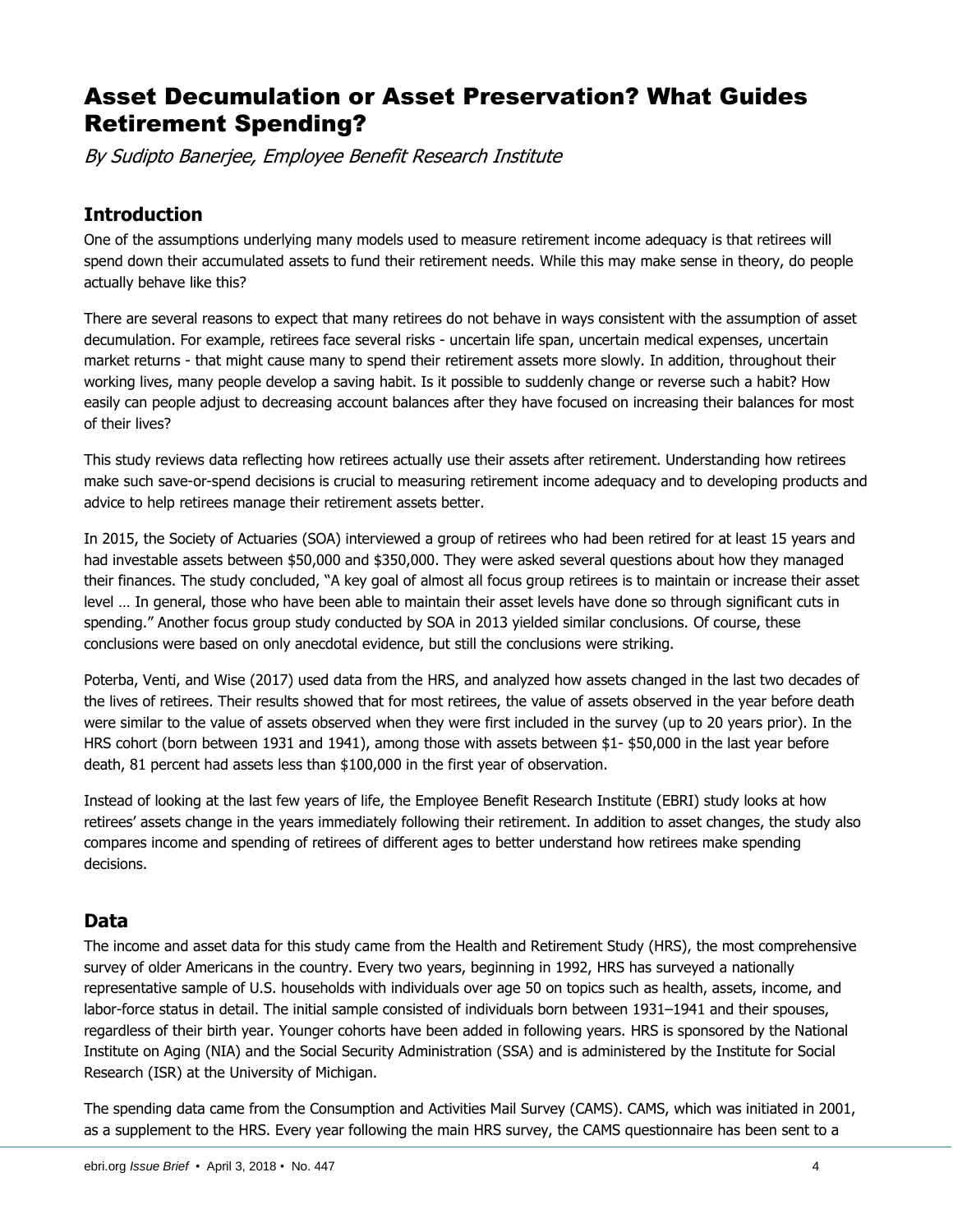# Asset Decumulation or Asset Preservation? What Guides Retirement Spending?

*By Sudipto Banerjee, Employee Benefit Research Institute*

## Introduction

One of the assumptions underlying many models used to measure retirement income adequacy is that retirees will spend down their accumulated assets to fund their retirement needs. While this may make sense in theory, do people actually behave like this?

There are several reasons to expect that many retirees do not behave in ways consistent with the assumption of asset decumulation. For example, retirees face several risks - uncertain life span, uncertain medical expenses, uncertain market returns - that might cause many to spend their retirement assets more slowly. In addition, throughout their working lives, many people develop a saving habit. Is it possible to suddenly change or reverse such a habit? How easily can people adjust to decreasing account balances after they have focused on increasing their balances for most of their lives?

This study reviews data reflecting how retirees actually use their assets after retirement. Understanding how retirees make such save-or-spend decisions is crucial to measuring retirement income adequacy and to developing products and advice to help retirees manage their retirement assets better.

In 2015, the Society of Actuaries (SOA) interviewed a group of retirees who had been retired for at least 15 years and had investable assets between $50,000 and $350,000. They were asked several questions about how they managed their finances. The study concluded, "A key goal of almost all focus group retirees is to maintain or increase their asset level … In general, those who have been able to maintain their asset levels have done so through significant cuts in spending." Another focus group study conducted by SOA in 2013 yielded similar conclusions. Of course, these conclusions were based on only anecdotal evidence, but still the conclusions were striking.

Poterba, Venti, and Wise (2017) used data from the HRS, and analyzed how assets changed in the last two decades of the lives of retirees. Their results showed that for most retirees, the value of assets observed in the year before death were similar to the value of assets observed when they were first included in the survey (up to 20 years prior). In the HRS cohort (born between 1931 and 1941), among those with assets between $1- $50,000 in the last year before death, 81 percent had assets less than $100,000 in the first year of observation.

Instead of looking at the last few years of life, the Employee Benefit Research Institute (EBRI) study looks at how retirees' assets change in the years immediately following their retirement. In addition to asset changes, the study also compares income and spending of retirees of different ages to better understand how retirees make spending decisions.

## Data

The income and asset data for this study came from the Health and Retirement Study (HRS), the most comprehensive survey of older Americans in the country. Every two years, beginning in 1992, HRS has surveyed a nationally representative sample of U.S. households with individuals over age 50 on topics such as health, assets, income, and labor-force status in detail. The initial sample consisted of individuals born between 1931–1941 and their spouses, regardless of their birth year. Younger cohorts have been added in following years. HRS is sponsored by the National Institute on Aging (NIA) and the Social Security Administration (SSA) and is administered by the Institute for Social Research (ISR) at the University of Michigan.

The spending data came from the Consumption and Activities Mail Survey (CAMS). CAMS, which was initiated in 2001, as a supplement to the HRS. Every year following the main HRS survey, the CAMS questionnaire has been sent to a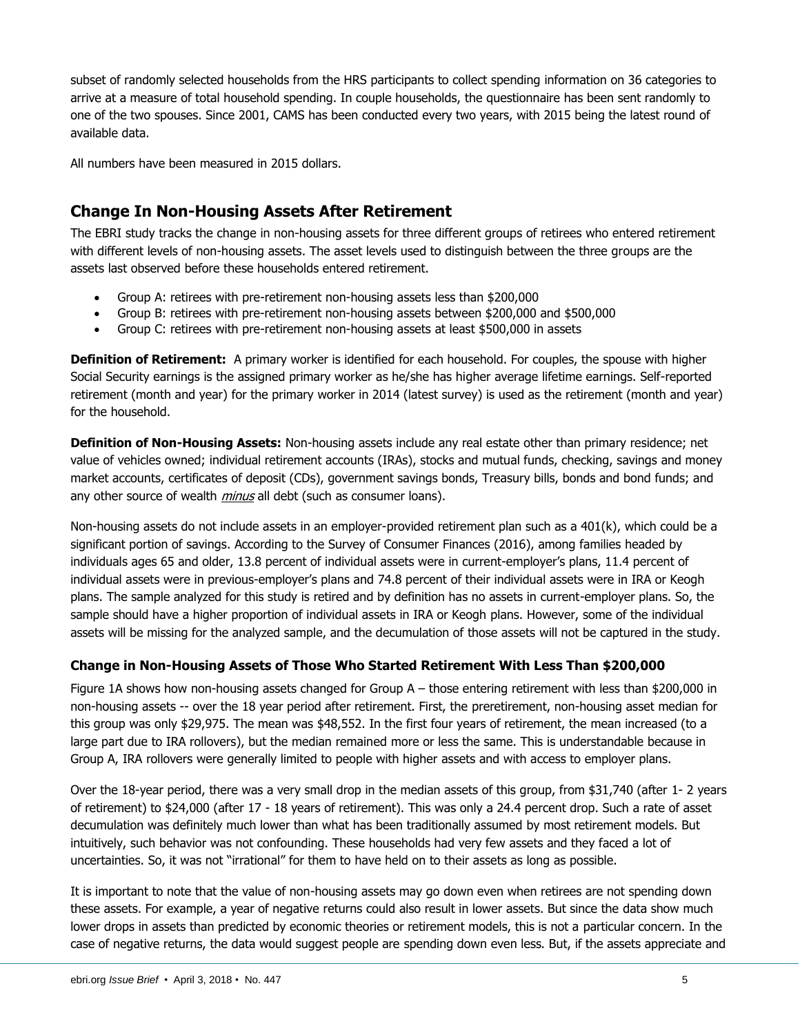subset of randomly selected households from the HRS participants to collect spending information on 36 categories to arrive at a measure of total household spending. In couple households, the questionnaire has been sent randomly to one of the two spouses. Since 2001, CAMS has been conducted every two years, with 2015 being the latest round of available data.

All numbers have been measured in 2015 dollars.

## Change In Non-Housing Assets After Retirement

The EBRI study tracks the change in non-housing assets for three different groups of retirees who entered retirement with different levels of non-housing assets. The asset levels used to distinguish between the three groups are the assets last observed before these households entered retirement.

- Group A: retirees with pre-retirement non-housing assets less than $200,000
- Group B: retirees with pre-retirement non-housing assets between $200,000 and $500,000
- Group C: retirees with pre-retirement non-housing assets at least $500,000 in assets

**Definition of Retirement:** A primary worker is identified for each household. For couples, the spouse with higher Social Security earnings is the assigned primary worker as he/she has higher average lifetime earnings. Self-reported retirement (month and year) for the primary worker in 2014 (latest survey) is used as the retirement (month and year) for the household.

**Definition of Non-Housing Assets:** Non-housing assets include any real estate other than primary residence; net value of vehicles owned; individual retirement accounts (IRAs), stocks and mutual funds, checking, savings and money market accounts, certificates of deposit (CDs), government savings bonds, Treasury bills, bonds and bond funds; and any other source of wealth *minus* all debt (such as consumer loans).

Non-housing assets do not include assets in an employer-provided retirement plan such as a 401(k), which could be a significant portion of savings. According to the Survey of Consumer Finances (2016), among families headed by individuals ages 65 and older, 13.8 percent of individual assets were in current-employer's plans, 11.4 percent of individual assets were in previous-employer's plans and 74.8 percent of their individual assets were in IRA or Keogh plans. The sample analyzed for this study is retired and by definition has no assets in current-employer plans. So, the sample should have a higher proportion of individual assets in IRA or Keogh plans. However, some of the individual assets will be missing for the analyzed sample, and the decumulation of those assets will not be captured in the study.

### Change in Non-Housing Assets of Those Who Started Retirement With Less Than $200,000

Figure 1A shows how non-housing assets changed for Group A – those entering retirement with less than $200,000 in non-housing assets -- over the 18 year period after retirement. First, the preretirement, non-housing asset median for this group was only $29,975. The mean was $48,552. In the first four years of retirement, the mean increased (to a large part due to IRA rollovers), but the median remained more or less the same. This is understandable because in Group A, IRA rollovers were generally limited to people with higher assets and with access to employer plans.

Over the 18-year period, there was a very small drop in the median assets of this group, from $31,740 (after 1- 2 years of retirement) to $24,000 (after 17 - 18 years of retirement). This was only a 24.4 percent drop. Such a rate of asset decumulation was definitely much lower than what has been traditionally assumed by most retirement models. But intuitively, such behavior was not confounding. These households had very few assets and they faced a lot of uncertainties. So, it was not "irrational" for them to have held on to their assets as long as possible.

It is important to note that the value of non-housing assets may go down even when retirees are not spending down these assets. For example, a year of negative returns could also result in lower assets. But since the data show much lower drops in assets than predicted by economic theories or retirement models, this is not a particular concern. In the case of negative returns, the data would suggest people are spending down even less. But, if the assets appreciate and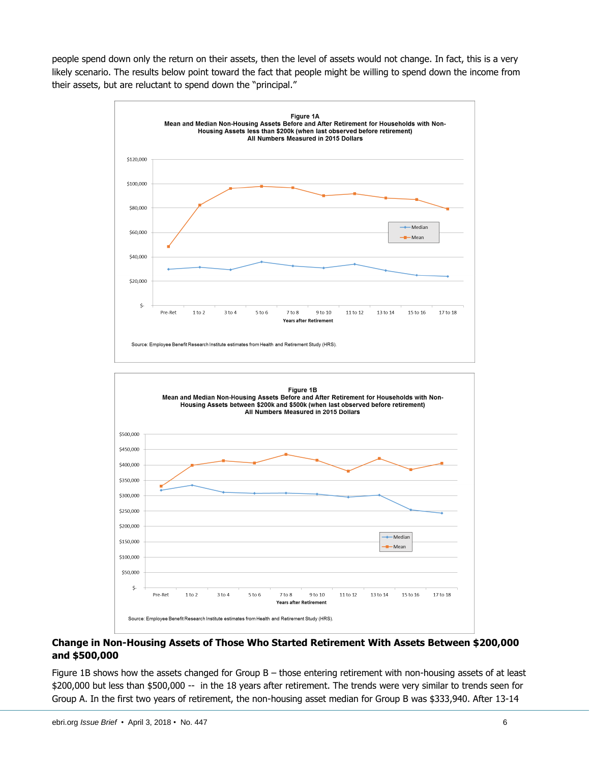people spend down only the return on their assets, then the level of assets would not change. In fact, this is a very likely scenario. The results below point toward the fact that people might be willing to spend down the income from their assets, but are reluctant to spend down the "principal."

**Figure 1A**
**Mean and Median Non-Housing Assets Before and After Retirement for Households with Non-Housing Assets less than $200k (when last observed before retirement)**
**All Numbers Measured in 2015 Dollars**

Source: Employee Benefit Research Institute estimates from Health and Retirement Study (HRS).

**Figure 1B**
**Mean and Median Non-Housing Assets Before and After Retirement for Households with Non-Housing Assets between $200k and $500k (when last observed before retirement)**
**All Numbers Measured in 2015 Dollars**

Source: Employee Benefit Research Institute estimates from Health and Retirement Study (HRS).

## Change in Non-Housing Assets of Those Who Started Retirement With Assets Between $200,000 and $500,000

Figure 1B shows how the assets changed for Group B – those entering retirement with non-housing assets of at least $200,000 but less than $500,000 -- in the 18 years after retirement. The trends were very similar to trends seen for Group A. In the first two years of retirement, the non-housing asset median for Group B was $333,940. After 13-14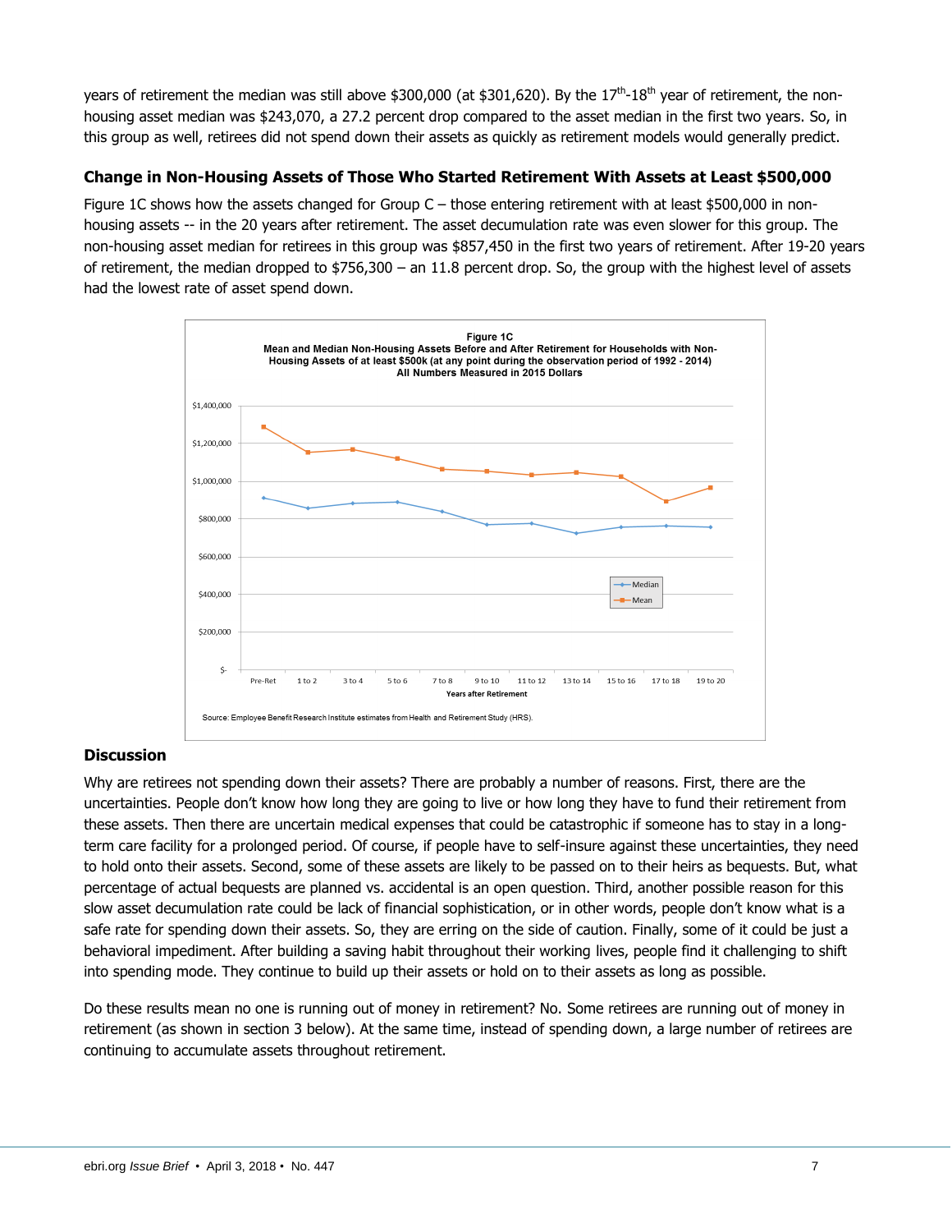years of retirement the median was still above $300,000 (at $301,620). By the 17th-18th year of retirement, the non-housing asset median was $243,070, a 27.2 percent drop compared to the asset median in the first two years. So, in this group as well, retirees did not spend down their assets as quickly as retirement models would generally predict.

### Change in Non-Housing Assets of Those Who Started Retirement With Assets at Least $500,000

Figure 1C shows how the assets changed for Group C – those entering retirement with at least $500,000 in non-housing assets -- in the 20 years after retirement. The asset decumulation rate was even slower for this group. The non-housing asset median for retirees in this group was $857,450 in the first two years of retirement. After 19-20 years of retirement, the median dropped to $756,300 – an 11.8 percent drop. So, the group with the highest level of assets had the lowest rate of asset spend down.

**Figure 1C**
**Mean and Median Non-Housing Assets Before and After Retirement for Households with Non-Housing Assets of at least $500k (at any point during the observation period of 1992 - 2014)**
**All Numbers Measured in 2015 Dollars**

Source: Employee Benefit Research Institute estimates from Health and Retirement Study (HRS).

### Discussion

Why are retirees not spending down their assets? There are probably a number of reasons. First, there are the uncertainties. People don't know how long they are going to live or how long they have to fund their retirement from these assets. Then there are uncertain medical expenses that could be catastrophic if someone has to stay in a long-term care facility for a prolonged period. Of course, if people have to self-insure against these uncertainties, they need to hold onto their assets. Second, some of these assets are likely to be passed on to their heirs as bequests. But, what percentage of actual bequests are planned vs. accidental is an open question. Third, another possible reason for this slow asset decumulation rate could be lack of financial sophistication, or in other words, people don't know what is a safe rate for spending down their assets. So, they are erring on the side of caution. Finally, some of it could be just a behavioral impediment. After building a saving habit throughout their working lives, people find it challenging to shift into spending mode. They continue to build up their assets or hold on to their assets as long as possible.

Do these results mean no one is running out of money in retirement? No. Some retirees are running out of money in retirement (as shown in section 3 below). At the same time, instead of spending down, a large number of retirees are continuing to accumulate assets throughout retirement.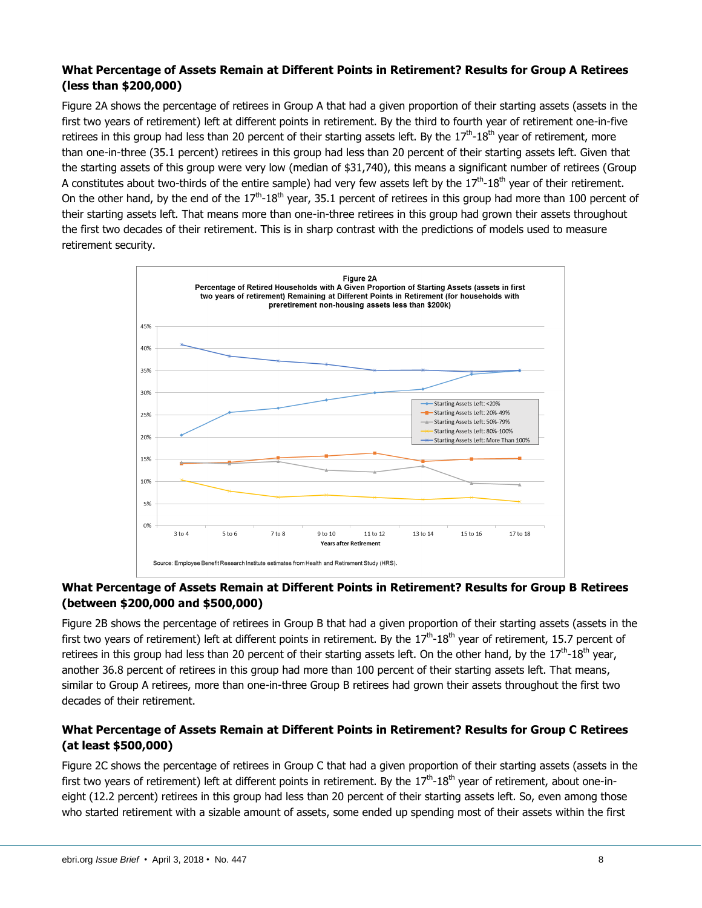### What Percentage of Assets Remain at Different Points in Retirement? Results for Group A Retirees (less than $200,000)

Figure 2A shows the percentage of retirees in Group A that had a given proportion of their starting assets (assets in the first two years of retirement) left at different points in retirement. By the third to fourth year of retirement one-in-five retirees in this group had less than 20 percent of their starting assets left. By the 17th-18th year of retirement, more than one-in-three (35.1 percent) retirees in this group had less than 20 percent of their starting assets left. Given that the starting assets of this group were very low (median of $31,740), this means a significant number of retirees (Group A constitutes about two-thirds of the entire sample) had very few assets left by the 17th-18th year of their retirement. On the other hand, by the end of the 17th-18th year, 35.1 percent of retirees in this group had more than 100 percent of their starting assets left. That means more than one-in-three retirees in this group had grown their assets throughout the first two decades of their retirement. This is in sharp contrast with the predictions of models used to measure retirement security.

**Figure 2A**
**Percentage of Retired Households with A Given Proportion of Starting Assets (assets in first two years of retirement) Remaining at Different Points in Retirement (for households with preretirement non-housing assets less than $200k)**

Source: Employee Benefit Research Institute estimates from Health and Retirement Study (HRS).

### What Percentage of Assets Remain at Different Points in Retirement? Results for Group B Retirees (between $200,000 and $500,000)

Figure 2B shows the percentage of retirees in Group B that had a given proportion of their starting assets (assets in the first two years of retirement) left at different points in retirement. By the 17th-18th year of retirement, 15.7 percent of retirees in this group had less than 20 percent of their starting assets left. On the other hand, by the 17th-18th year, another 36.8 percent of retirees in this group had more than 100 percent of their starting assets left. That means, similar to Group A retirees, more than one-in-three Group B retirees had grown their assets throughout the first two decades of their retirement.

### What Percentage of Assets Remain at Different Points in Retirement? Results for Group C Retirees (at least $500,000)

Figure 2C shows the percentage of retirees in Group C that had a given proportion of their starting assets (assets in the first two years of retirement) left at different points in retirement. By the 17th-18th year of retirement, about one-in-eight (12.2 percent) retirees in this group had less than 20 percent of their starting assets left. So, even among those who started retirement with a sizable amount of assets, some ended up spending most of their assets within the first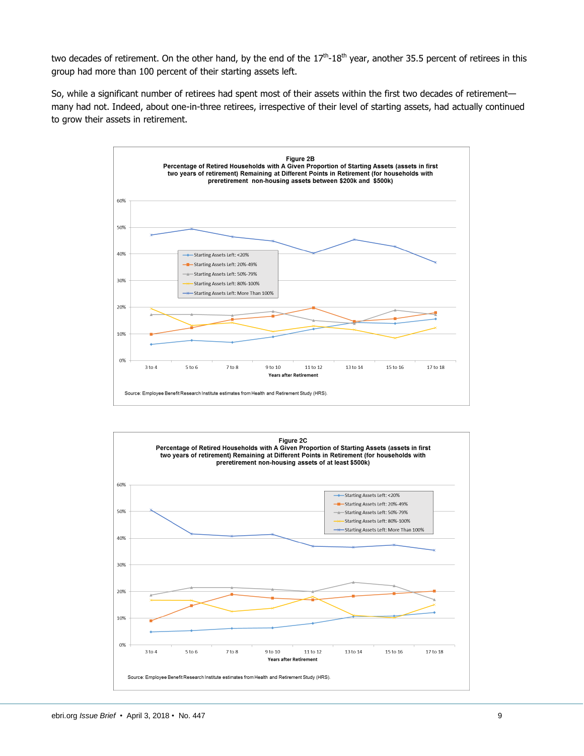two decades of retirement. On the other hand, by the end of the 17th-18th year, another 35.5 percent of retirees in this group had more than 100 percent of their starting assets left.

So, while a significant number of retirees had spent most of their assets within the first two decades of retirement—many had not. Indeed, about one-in-three retirees, irrespective of their level of starting assets, had actually continued to grow their assets in retirement.

**Figure 2B**
**Percentage of Retired Households with A Given Proportion of Starting Assets (assets in first two years of retirement) Remaining at Different Points in Retirement (for households with preretirement non-housing assets between $200k and $500k)**

Source: Employee Benefit Research Institute estimates from Health and Retirement Study (HRS).

**Figure 2C**
**Percentage of Retired Households with A Given Proportion of Starting Assets (assets in first two years of retirement) Remaining at Different Points in Retirement (for households with preretirement non-housing assets of at least $500k)**

Source: Employee Benefit Research Institute estimates from Health and Retirement Study (HRS).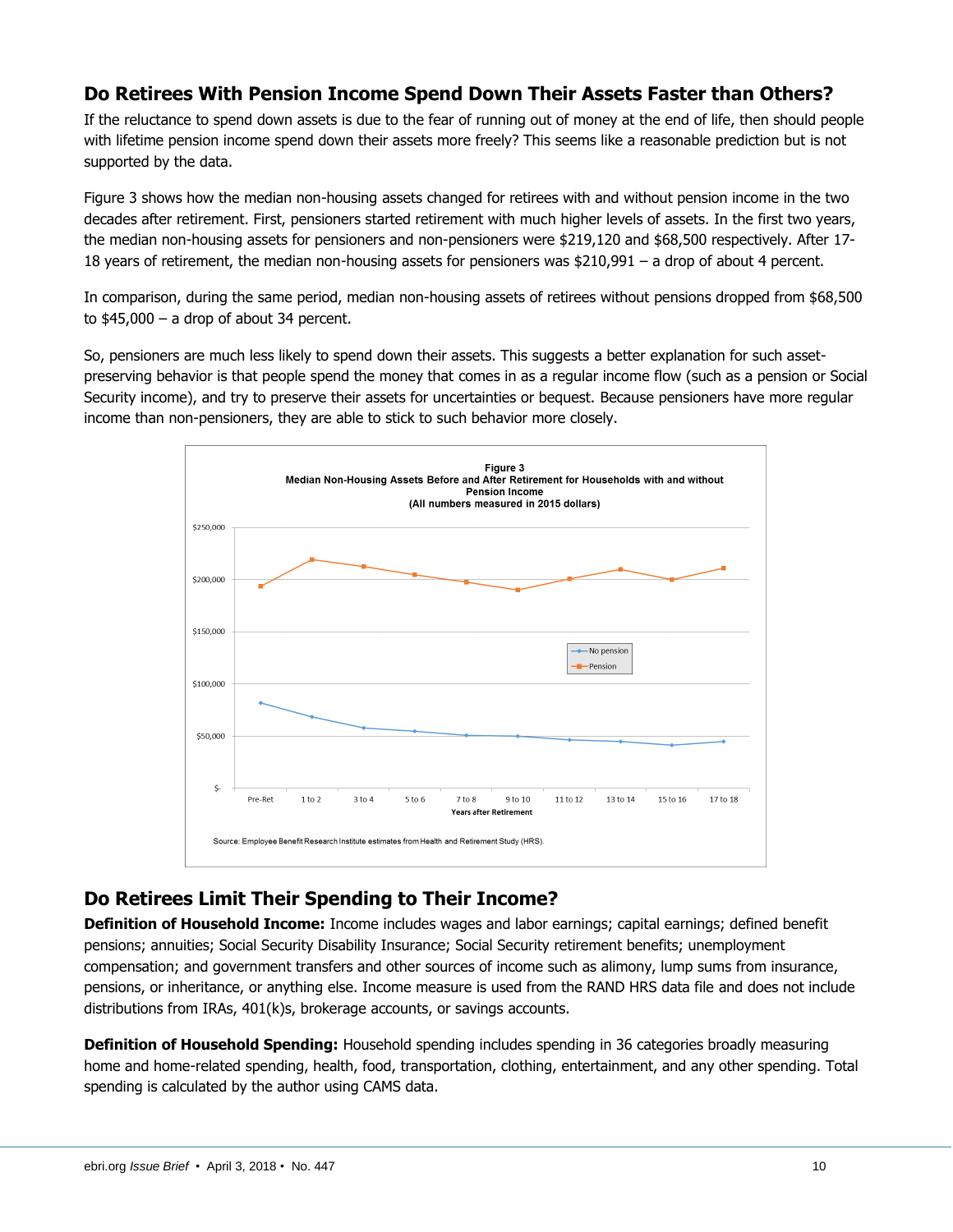## Do Retirees With Pension Income Spend Down Their Assets Faster than Others?

If the reluctance to spend down assets is due to the fear of running out of money at the end of life, then should people with lifetime pension income spend down their assets more freely? This seems like a reasonable prediction but is not supported by the data.

Figure 3 shows how the median non-housing assets changed for retirees with and without pension income in the two decades after retirement. First, pensioners started retirement with much higher levels of assets. In the first two years, the median non-housing assets for pensioners and non-pensioners were $219,120 and $68,500 respectively. After 17-18 years of retirement, the median non-housing assets for pensioners was $210,991 – a drop of about 4 percent.

In comparison, during the same period, median non-housing assets of retirees without pensions dropped from $68,500 to $45,000 – a drop of about 34 percent.

So, pensioners are much less likely to spend down their assets. This suggests a better explanation for such asset-preserving behavior is that people spend the money that comes in as a regular income flow (such as a pension or Social Security income), and try to preserve their assets for uncertainties or bequest. Because pensioners have more regular income than non-pensioners, they are able to stick to such behavior more closely.

**Figure 3**
**Median Non-Housing Assets Before and After Retirement for Households with and without Pension Income**
**(All numbers measured in 2015 dollars)**

Source: Employee Benefit Research Institute estimates from Health and Retirement Study (HRS).

## Do Retirees Limit Their Spending to Their Income?

**Definition of Household Income:** Income includes wages and labor earnings; capital earnings; defined benefit pensions; annuities; Social Security Disability Insurance; Social Security retirement benefits; unemployment compensation; and government transfers and other sources of income such as alimony, lump sums from insurance, pensions, or inheritance, or anything else. Income measure is used from the RAND HRS data file and does not include distributions from IRAs, 401(k)s, brokerage accounts, or savings accounts.

**Definition of Household Spending:** Household spending includes spending in 36 categories broadly measuring home and home-related spending, health, food, transportation, clothing, entertainment, and any other spending. Total spending is calculated by the author using CAMS data.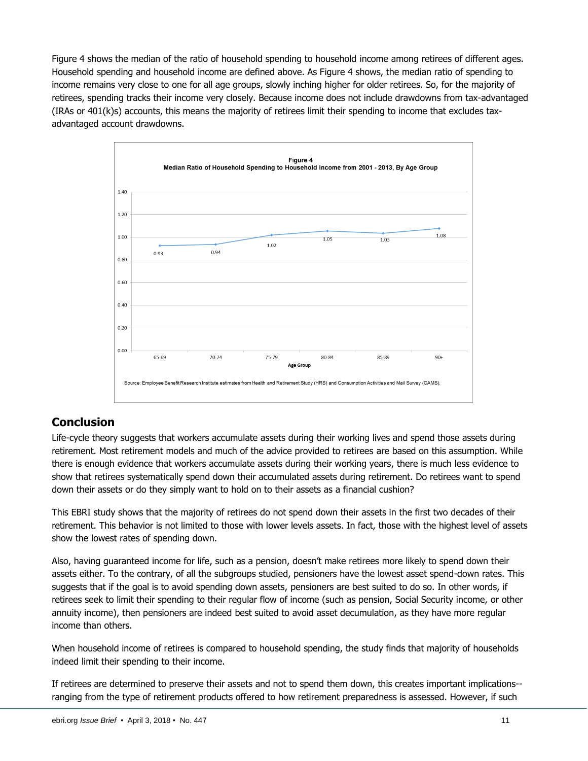Figure 4 shows the median of the ratio of household spending to household income among retirees of different ages. Household spending and household income are defined above. As Figure 4 shows, the median ratio of spending to income remains very close to one for all age groups, slowly inching higher for older retirees. So, for the majority of retirees, spending tracks their income very closely. Because income does not include drawdowns from tax-advantaged (IRAs or 401(k)s) accounts, this means the majority of retirees limit their spending to income that excludes tax-advantaged account drawdowns.

**Figure 4**
**Median Ratio of Household Spending to Household Income from 2001 - 2013, By Age Group**

| Age Group | 65-69 | 70-74 | 75-79 | 80-84 | 85-89 | 90+ |
|---|---|---|---|---|---|---|
| Median Ratio | 0.93 | 0.94 | 1.02 | 1.05 | 1.03 | 1.08 |

Source: Employee Benefit Research Institute estimates from Health and Retirement Study (HRS) and Consumption Activities and Mail Survey (CAMS).

## Conclusion

Life-cycle theory suggests that workers accumulate assets during their working lives and spend those assets during retirement. Most retirement models and much of the advice provided to retirees are based on this assumption. While there is enough evidence that workers accumulate assets during their working years, there is much less evidence to show that retirees systematically spend down their accumulated assets during retirement. Do retirees want to spend down their assets or do they simply want to hold on to their assets as a financial cushion?

This EBRI study shows that the majority of retirees do not spend down their assets in the first two decades of their retirement. This behavior is not limited to those with lower levels assets. In fact, those with the highest level of assets show the lowest rates of spending down.

Also, having guaranteed income for life, such as a pension, doesn't make retirees more likely to spend down their assets either. To the contrary, of all the subgroups studied, pensioners have the lowest asset spend-down rates. This suggests that if the goal is to avoid spending down assets, pensioners are best suited to do so. In other words, if retirees seek to limit their spending to their regular flow of income (such as pension, Social Security income, or other annuity income), then pensioners are indeed best suited to avoid asset decumulation, as they have more regular income than others.

When household income of retirees is compared to household spending, the study finds that majority of households indeed limit their spending to their income.

If retirees are determined to preserve their assets and not to spend them down, this creates important implications--ranging from the type of retirement products offered to how retirement preparedness is assessed. However, if such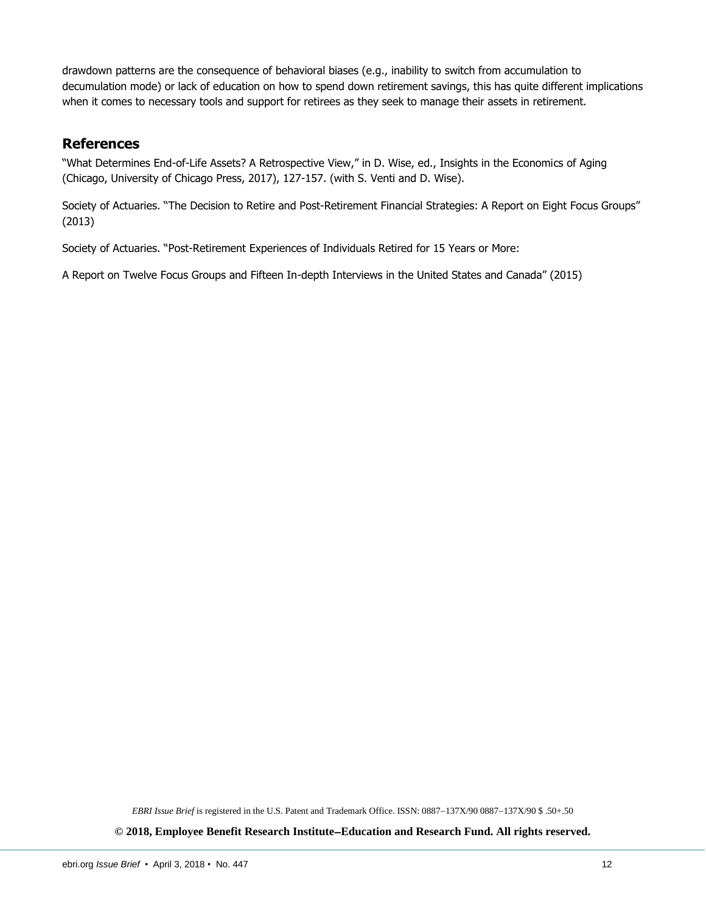drawdown patterns are the consequence of behavioral biases (e.g., inability to switch from accumulation to decumulation mode) or lack of education on how to spend down retirement savings, this has quite different implications when it comes to necessary tools and support for retirees as they seek to manage their assets in retirement.

## References

"What Determines End-of-Life Assets? A Retrospective View," in D. Wise, ed., Insights in the Economics of Aging (Chicago, University of Chicago Press, 2017), 127-157. (with S. Venti and D. Wise).

Society of Actuaries. "The Decision to Retire and Post-Retirement Financial Strategies: A Report on Eight Focus Groups" (2013)

Society of Actuaries. "Post-Retirement Experiences of Individuals Retired for 15 Years or More:

A Report on Twelve Focus Groups and Fifteen In-depth Interviews in the United States and Canada" (2015)

*EBRI Issue Brief* is registered in the U.S. Patent and Trademark Office. ISSN: 0887–137X/90 0887–137X/90 $ .50+.50

**© 2018, Employee Benefit Research Institute–Education and Research Fund. All rights reserved.**